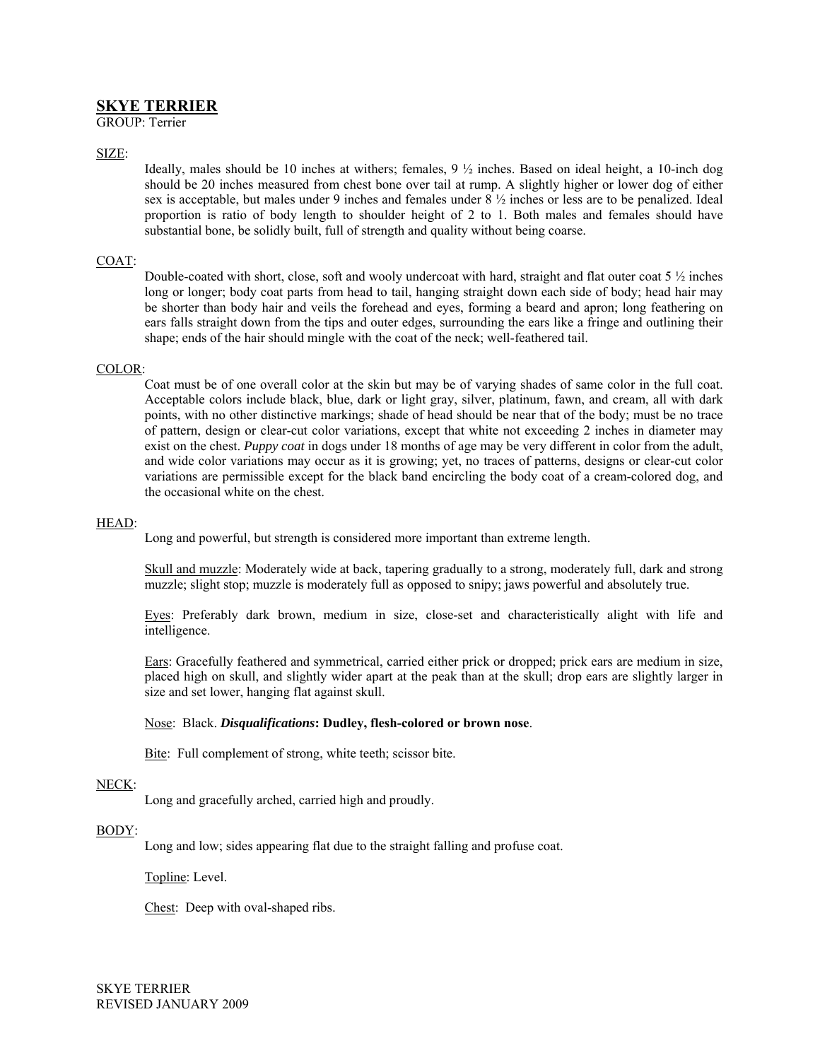## SKYE TERRIER

GROUP: Terrier

SIZE:

Ideally, males should be 10 inches at withers; females, 9 ½ inches. Based on ideal height, a 10-inch dog should be 20 inches measured from chest bone over tail at rump. A slightly higher or lower dog of either sex is acceptable, but males under 9 inches and females under 8 ½ inches or less are to be penalized. Ideal proportion is ratio of body length to shoulder height of 2 to 1. Both males and females should have substantial bone, be solidly built, full of strength and quality without being coarse.

COAT:

Double-coated with short, close, soft and wooly undercoat with hard, straight and flat outer coat 5 ½ inches long or longer; body coat parts from head to tail, hanging straight down each side of body; head hair may be shorter than body hair and veils the forehead and eyes, forming a beard and apron; long feathering on ears falls straight down from the tips and outer edges, surrounding the ears like a fringe and outlining their shape; ends of the hair should mingle with the coat of the neck; well-feathered tail.

COLOR:

Coat must be of one overall color at the skin but may be of varying shades of same color in the full coat. Acceptable colors include black, blue, dark or light gray, silver, platinum, fawn, and cream, all with dark points, with no other distinctive markings; shade of head should be near that of the body; must be no trace of pattern, design or clear-cut color variations, except that white not exceeding 2 inches in diameter may exist on the chest. *Puppy coat* in dogs under 18 months of age may be very different in color from the adult, and wide color variations may occur as it is growing; yet, no traces of patterns, designs or clear-cut color variations are permissible except for the black band encircling the body coat of a cream-colored dog, and the occasional white on the chest.

HEAD:

Long and powerful, but strength is considered more important than extreme length.

Skull and muzzle: Moderately wide at back, tapering gradually to a strong, moderately full, dark and strong muzzle; slight stop; muzzle is moderately full as opposed to snipy; jaws powerful and absolutely true.

Eyes: Preferably dark brown, medium in size, close-set and characteristically alight with life and intelligence.

Ears: Gracefully feathered and symmetrical, carried either prick or dropped; prick ears are medium in size, placed high on skull, and slightly wider apart at the peak than at the skull; drop ears are slightly larger in size and set lower, hanging flat against skull.

Nose: Black. ***Disqualifications*: Dudley, flesh-colored or brown nose**.

Bite: Full complement of strong, white teeth; scissor bite.

NECK:

Long and gracefully arched, carried high and proudly.

BODY:

Long and low; sides appearing flat due to the straight falling and profuse coat.

Topline: Level.

Chest: Deep with oval-shaped ribs.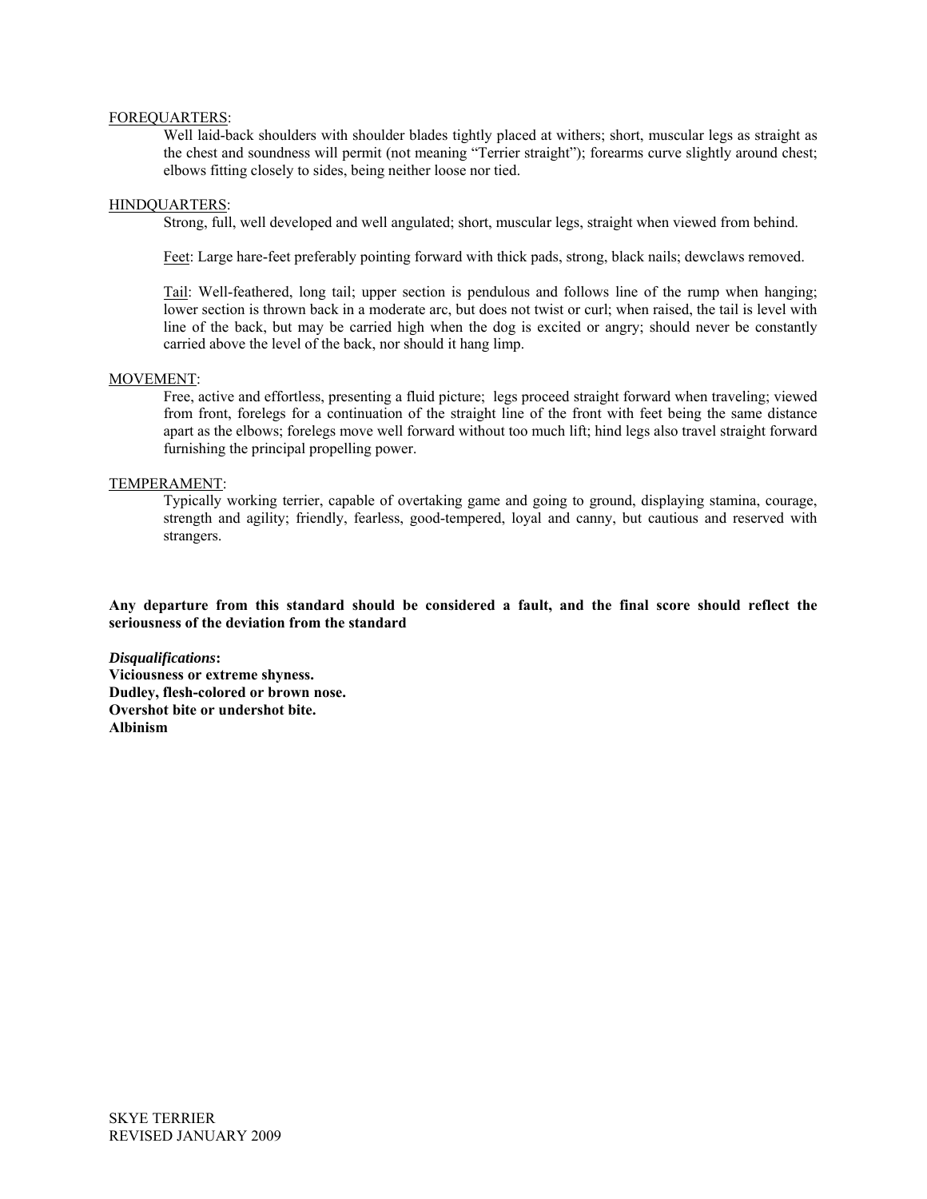FOREQUARTERS:

Well laid-back shoulders with shoulder blades tightly placed at withers; short, muscular legs as straight as the chest and soundness will permit (not meaning "Terrier straight"); forearms curve slightly around chest; elbows fitting closely to sides, being neither loose nor tied.

HINDQUARTERS:

Strong, full, well developed and well angulated; short, muscular legs, straight when viewed from behind.

Feet: Large hare-feet preferably pointing forward with thick pads, strong, black nails; dewclaws removed.

Tail: Well-feathered, long tail; upper section is pendulous and follows line of the rump when hanging; lower section is thrown back in a moderate arc, but does not twist or curl; when raised, the tail is level with line of the back, but may be carried high when the dog is excited or angry; should never be constantly carried above the level of the back, nor should it hang limp.

MOVEMENT:

Free, active and effortless, presenting a fluid picture; legs proceed straight forward when traveling; viewed from front, forelegs for a continuation of the straight line of the front with feet being the same distance apart as the elbows; forelegs move well forward without too much lift; hind legs also travel straight forward furnishing the principal propelling power.

TEMPERAMENT:

Typically working terrier, capable of overtaking game and going to ground, displaying stamina, courage, strength and agility; friendly, fearless, good-tempered, loyal and canny, but cautious and reserved with strangers.

**Any departure from this standard should be considered a fault, and the final score should reflect the seriousness of the deviation from the standard**

***Disqualifications*:**
**Viciousness or extreme shyness.**
**Dudley, flesh-colored or brown nose.**
**Overshot bite or undershot bite.**
**Albinism**

SKYE TERRIER
REVISED JANUARY 2009